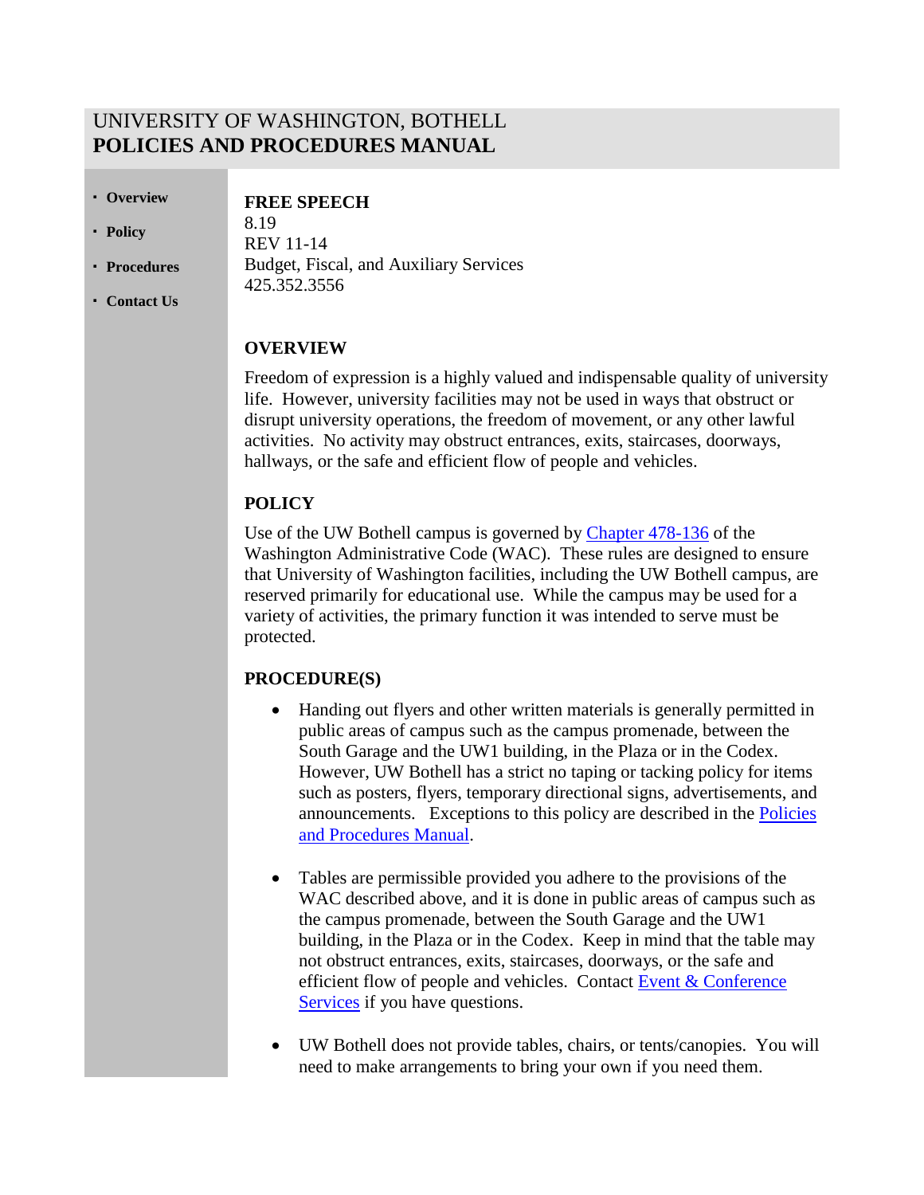# UNIVERSITY OF WASHINGTON, BOTHELL
# **POLICIES AND PROCEDURES MANUAL**

- **Overview**
- **Policy**
- **Procedures**
- **Contact Us**

**FREE SPEECH**
8.19
REV 11-14
Budget, Fiscal, and Auxiliary Services
425.352.3556

## OVERVIEW

Freedom of expression is a highly valued and indispensable quality of university life. However, university facilities may not be used in ways that obstruct or disrupt university operations, the freedom of movement, or any other lawful activities. No activity may obstruct entrances, exits, staircases, doorways, hallways, or the safe and efficient flow of people and vehicles.

## POLICY

Use of the UW Bothell campus is governed by Chapter 478-136 of the Washington Administrative Code (WAC). These rules are designed to ensure that University of Washington facilities, including the UW Bothell campus, are reserved primarily for educational use. While the campus may be used for a variety of activities, the primary function it was intended to serve must be protected.

## PROCEDURE(S)

- Handing out flyers and other written materials is generally permitted in public areas of campus such as the campus promenade, between the South Garage and the UW1 building, in the Plaza or in the Codex. However, UW Bothell has a strict no taping or tacking policy for items such as posters, flyers, temporary directional signs, advertisements, and announcements. Exceptions to this policy are described in the Policies and Procedures Manual.

- Tables are permissible provided you adhere to the provisions of the WAC described above, and it is done in public areas of campus such as the campus promenade, between the South Garage and the UW1 building, in the Plaza or in the Codex. Keep in mind that the table may not obstruct entrances, exits, staircases, doorways, or the safe and efficient flow of people and vehicles. Contact Event & Conference Services if you have questions.

- UW Bothell does not provide tables, chairs, or tents/canopies. You will need to make arrangements to bring your own if you need them.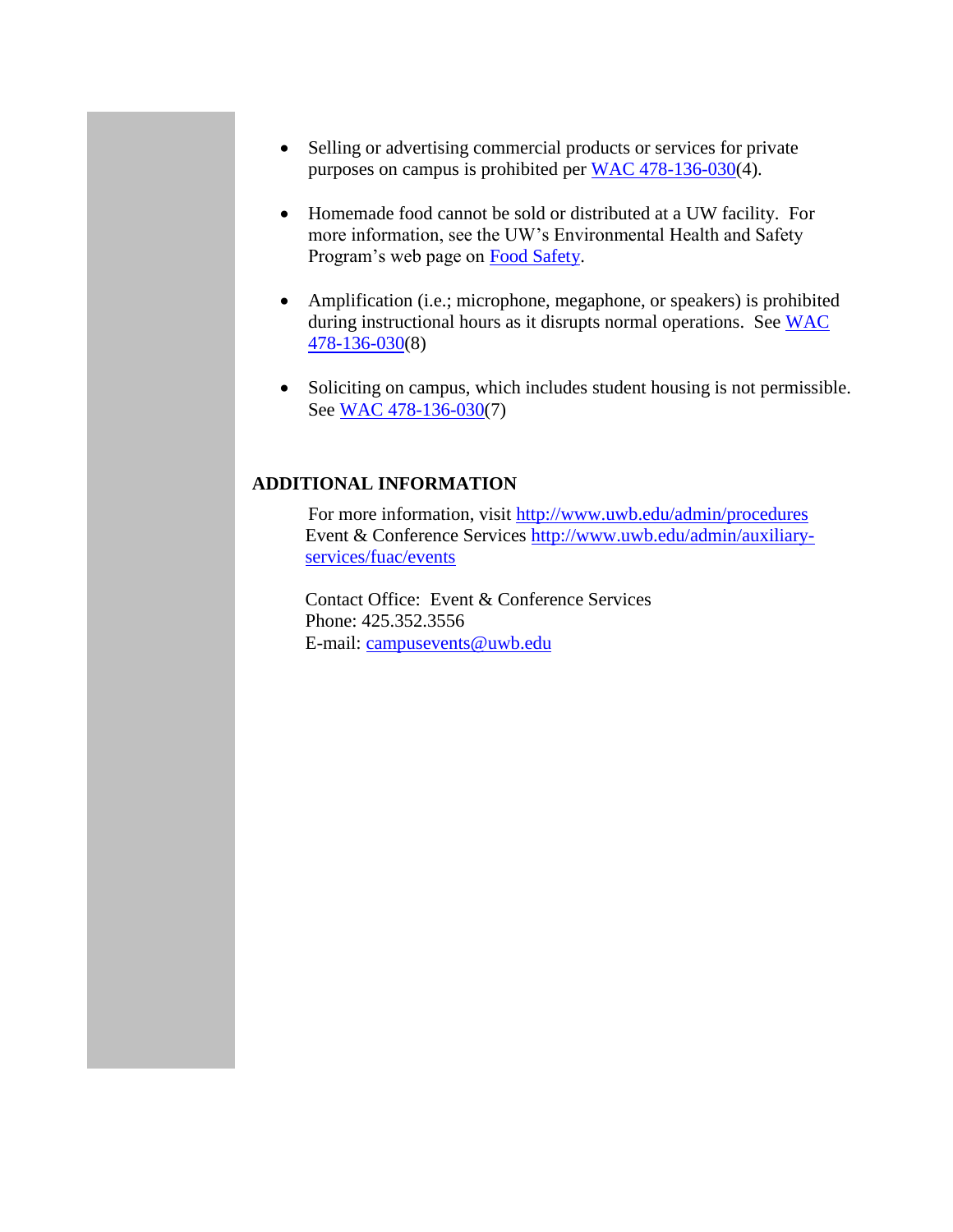- Selling or advertising commercial products or services for private purposes on campus is prohibited per WAC 478-136-030(4).

- Homemade food cannot be sold or distributed at a UW facility. For more information, see the UW's Environmental Health and Safety Program's web page on Food Safety.

- Amplification (i.e.; microphone, megaphone, or speakers) is prohibited during instructional hours as it disrupts normal operations. See WAC 478-136-030(8)

- Soliciting on campus, which includes student housing is not permissible. See WAC 478-136-030(7)

## ADDITIONAL INFORMATION

For more information, visit http://www.uwb.edu/admin/procedures
Event & Conference Services http://www.uwb.edu/admin/auxiliary-services/fuac/events

Contact Office: Event & Conference Services
Phone: 425.352.3556
E-mail: campusevents@uwb.edu